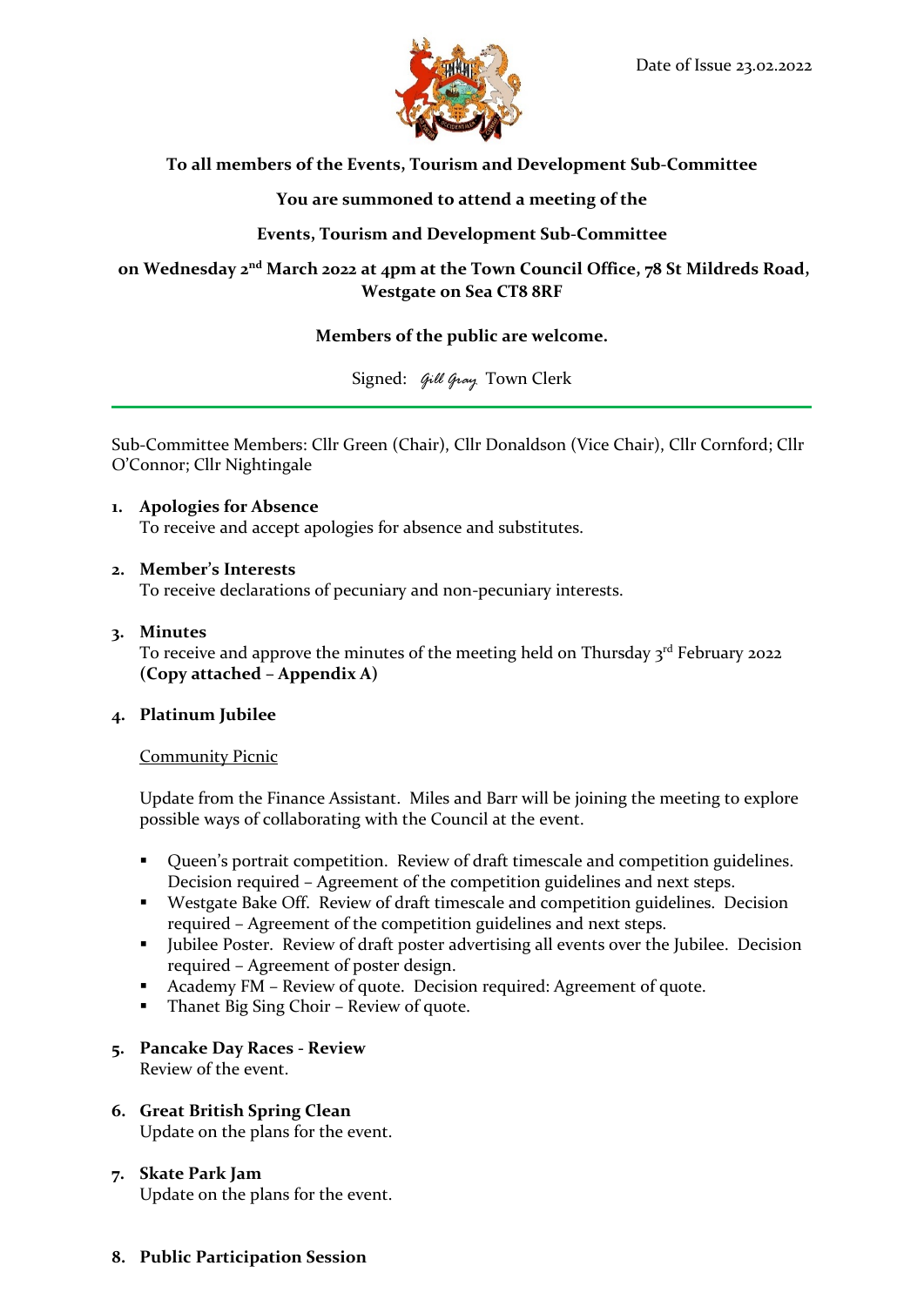Date of Issue 23.02.2022

**To all members of the Events, Tourism and Development Sub-Committee**

**You are summoned to attend a meeting of the**

**Events, Tourism and Development Sub-Committee**

**on Wednesday 2nd March 2022 at 4pm at the Town Council Office, 78 St Mildreds Road, Westgate on Sea CT8 8RF**

**Members of the public are welcome.**

Signed: *Gill Gray* Town Clerk

---

Sub-Committee Members: Cllr Green (Chair), Cllr Donaldson (Vice Chair), Cllr Cornford; Cllr O'Connor; Cllr Nightingale

1. **Apologies for Absence**
   To receive and accept apologies for absence and substitutes.

2. **Member's Interests**
   To receive declarations of pecuniary and non-pecuniary interests.

3. **Minutes**
   To receive and approve the minutes of the meeting held on Thursday 3rd February 2022 **(Copy attached – Appendix A)**

4. **Platinum Jubilee**

   Community Picnic

   Update from the Finance Assistant. Miles and Barr will be joining the meeting to explore possible ways of collaborating with the Council at the event.

   - Queen's portrait competition. Review of draft timescale and competition guidelines. Decision required – Agreement of the competition guidelines and next steps.
   - Westgate Bake Off. Review of draft timescale and competition guidelines. Decision required – Agreement of the competition guidelines and next steps.
   - Jubilee Poster. Review of draft poster advertising all events over the Jubilee. Decision required – Agreement of poster design.
   - Academy FM – Review of quote. Decision required: Agreement of quote.
   - Thanet Big Sing Choir – Review of quote.

5. **Pancake Day Races - Review**
   Review of the event.

6. **Great British Spring Clean**
   Update on the plans for the event.

7. **Skate Park Jam**
   Update on the plans for the event.

8. **Public Participation Session**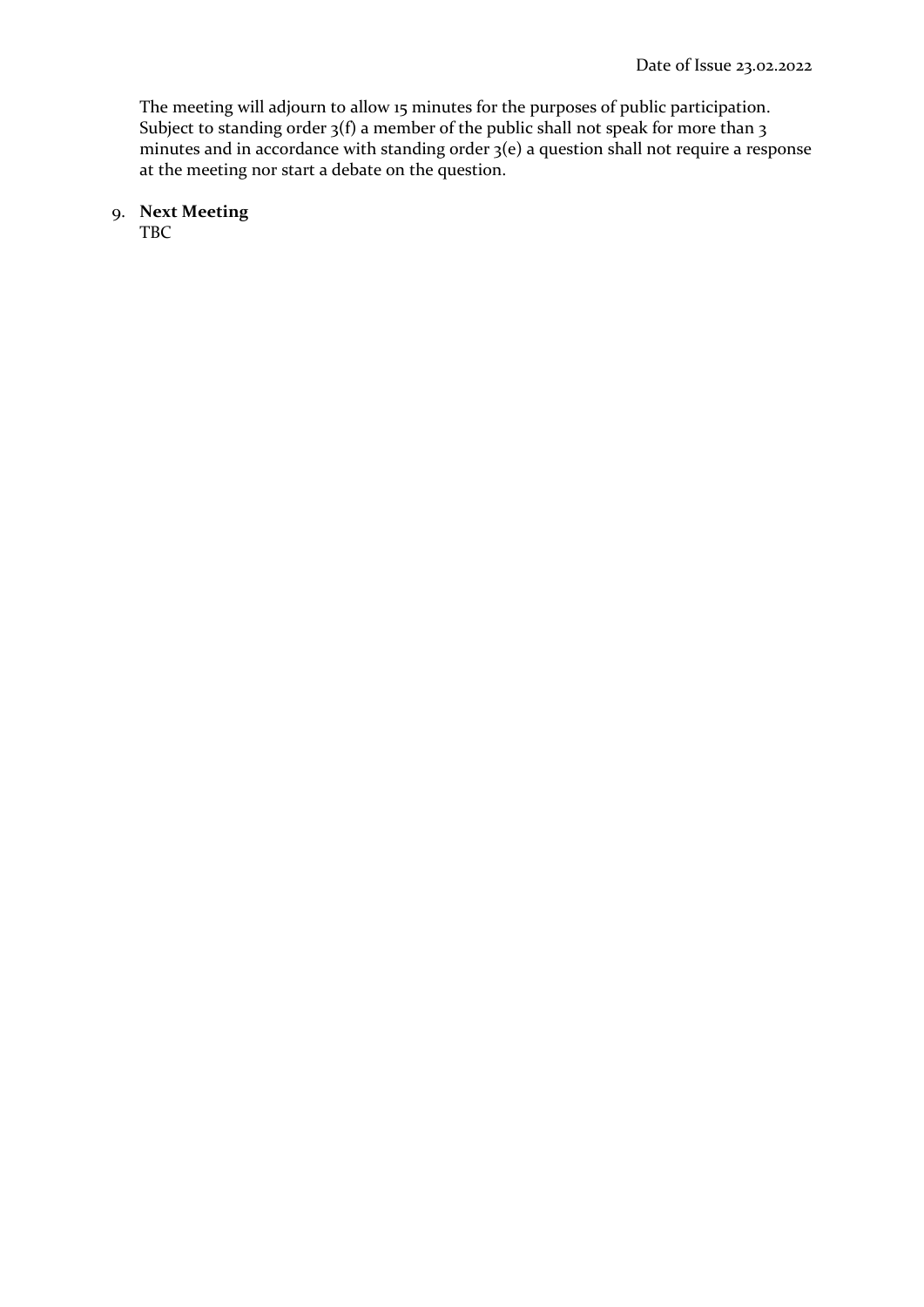Date of Issue 23.02.2022

The meeting will adjourn to allow 15 minutes for the purposes of public participation. Subject to standing order 3(f) a member of the public shall not speak for more than 3 minutes and in accordance with standing order 3(e) a question shall not require a response at the meeting nor start a debate on the question.

9. **Next Meeting**
   TBC